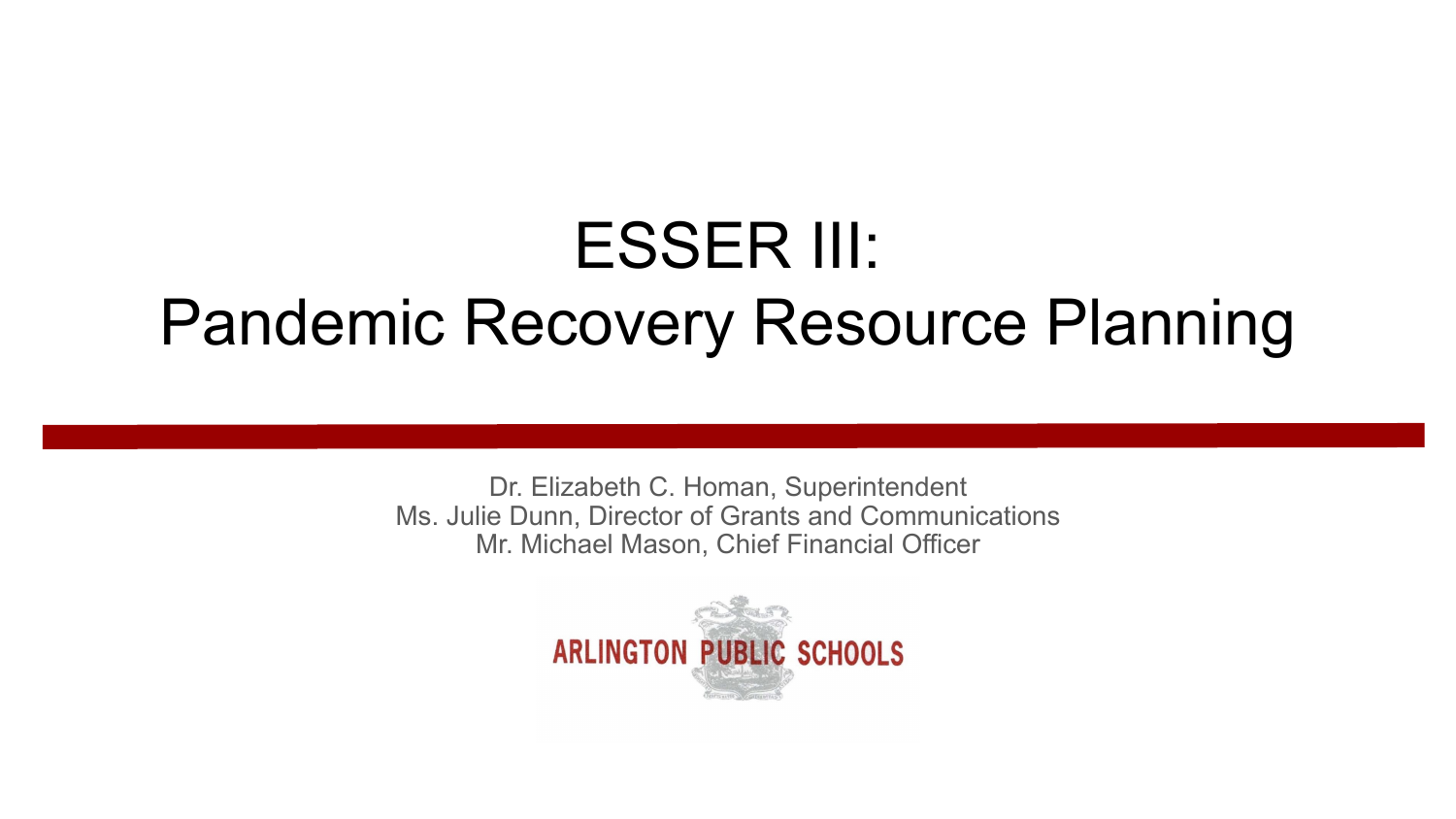# ESSER III: Pandemic Recovery Resource Planning

Dr. Elizabeth C. Homan, Superintendent
Ms. Julie Dunn, Director of Grants and Communications
Mr. Michael Mason, Chief Financial Officer

ARLINGTON PUBLIC SCHOOLS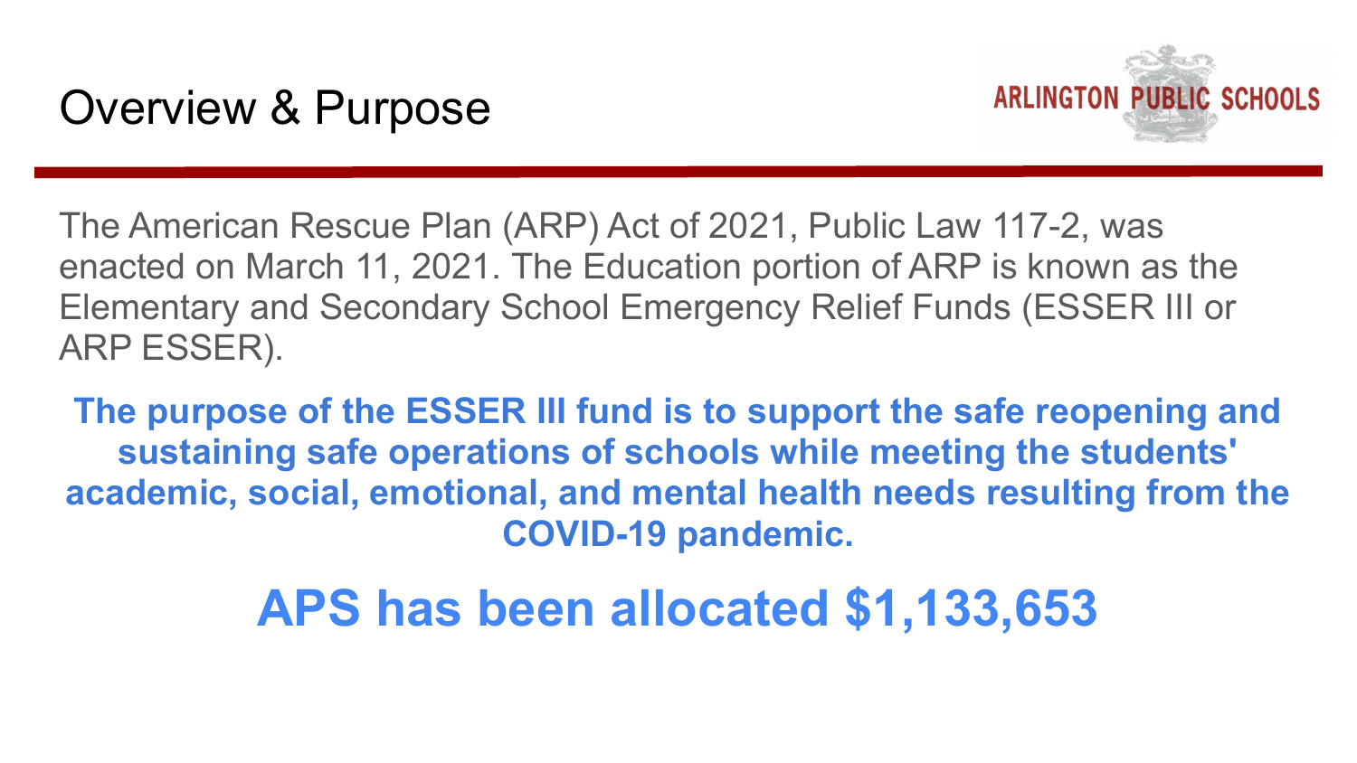# Overview & Purpose

ARLINGTON PUBLIC SCHOOLS

The American Rescue Plan (ARP) Act of 2021, Public Law 117-2, was enacted on March 11, 2021. The Education portion of ARP is known as the Elementary and Secondary School Emergency Relief Funds (ESSER III or ARP ESSER).

**The purpose of the ESSER III fund is to support the safe reopening and sustaining safe operations of schools while meeting the students' academic, social, emotional, and mental health needs resulting from the COVID-19 pandemic.**

## APS has been allocated $1,133,653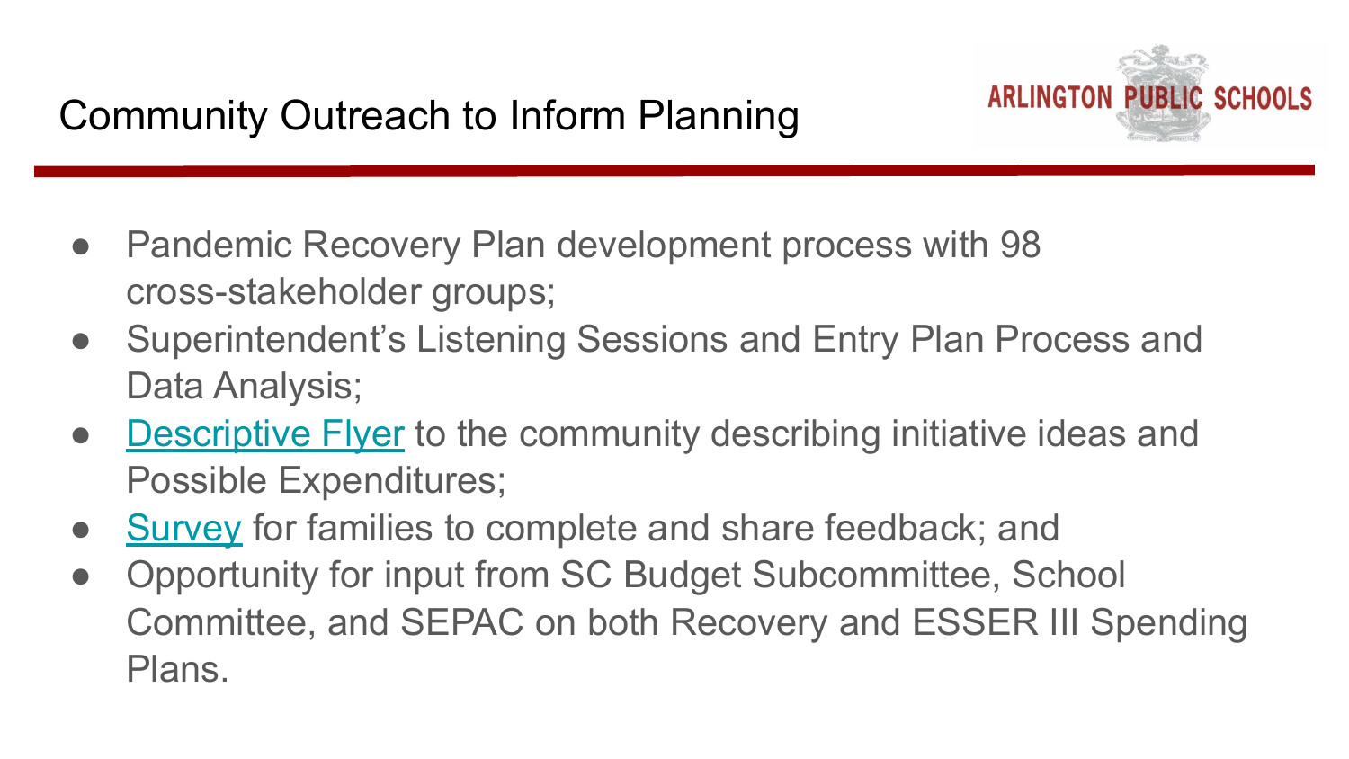# Community Outreach to Inform Planning

- Pandemic Recovery Plan development process with 98 cross-stakeholder groups;
- Superintendent's Listening Sessions and Entry Plan Process and Data Analysis;
- Descriptive Flyer to the community describing initiative ideas and Possible Expenditures;
- Survey for families to complete and share feedback; and
- Opportunity for input from SC Budget Subcommittee, School Committee, and SEPAC on both Recovery and ESSER III Spending Plans.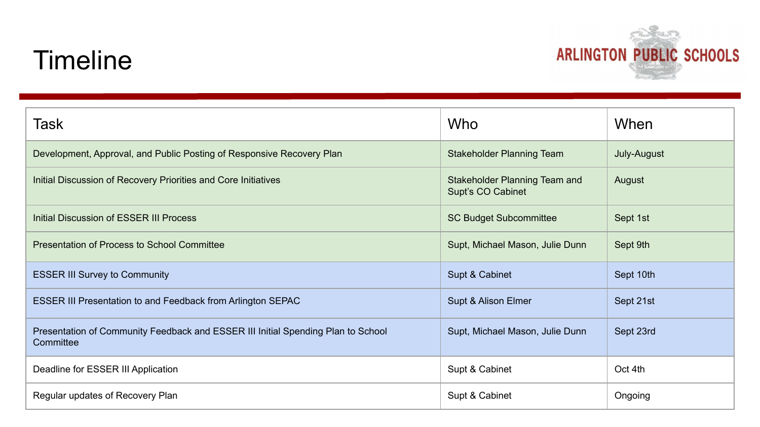# Timeline

ARLINGTON PUBLIC SCHOOLS

| Task | Who | When |
|---|---|---|
| Development, Approval, and Public Posting of Responsive Recovery Plan | Stakeholder Planning Team | July-August |
| Initial Discussion of Recovery Priorities and Core Initiatives | Stakeholder Planning Team and Supt's CO Cabinet | August |
| Initial Discussion of ESSER III Process | SC Budget Subcommittee | Sept 1st |
| Presentation of Process to School Committee | Supt, Michael Mason, Julie Dunn | Sept 9th |
| ESSER III Survey to Community | Supt & Cabinet | Sept 10th |
| ESSER III Presentation to and Feedback from Arlington SEPAC | Supt & Alison Elmer | Sept 21st |
| Presentation of Community Feedback and ESSER III Initial Spending Plan to School Committee | Supt, Michael Mason, Julie Dunn | Sept 23rd |
| Deadline for ESSER III Application | Supt & Cabinet | Oct 4th |
| Regular updates of Recovery Plan | Supt & Cabinet | Ongoing |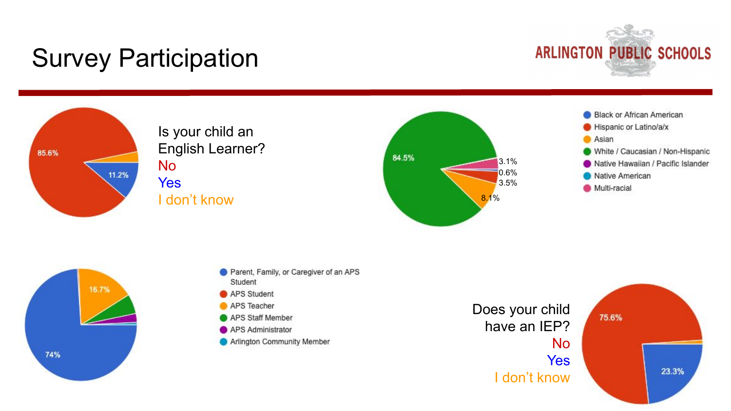# Survey Participation

ARLINGTON PUBLIC SCHOOLS

85.6%

11.2%

Is your child an English Learner?
No
Yes
I don't know

84.5%

3.1%

0.6%

3.5%

8.1%

- Black or African American
- Hispanic or Latino/a/x
- Asian
- White / Caucasian / Non-Hispanic
- Native Hawaiian / Pacific Islander
- Native American
- Multi-racial

16.7%

74%

- Parent, Family, or Caregiver of an APS Student
- APS Student
- APS Teacher
- APS Staff Member
- APS Administrator
- Arlington Community Member

Does your child have an IEP?
No
Yes
I don't know

75.6%

23.3%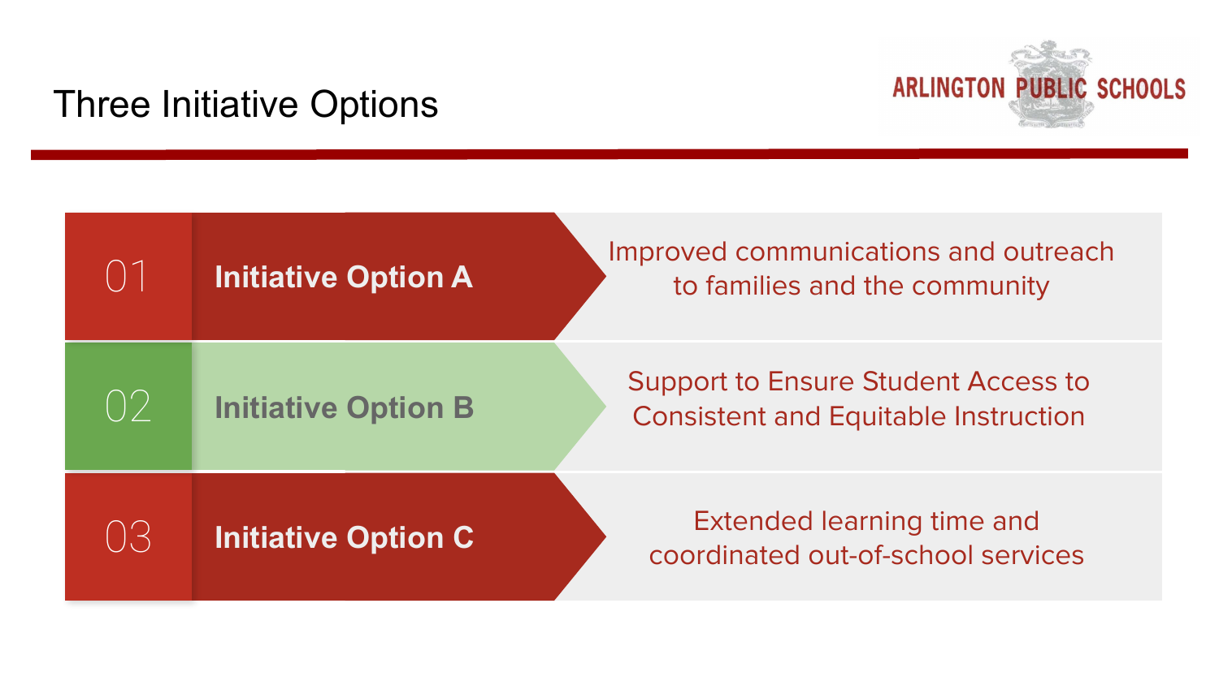# Three Initiative Options

ARLINGTON PUBLIC SCHOOLS

| | | |
|---|---|---|
| 01 | **Initiative Option A** | Improved communications and outreach to families and the community |
| 02 | **Initiative Option B** | Support to Ensure Student Access to Consistent and Equitable Instruction |
| 03 | **Initiative Option C** | Extended learning time and coordinated out-of-school services |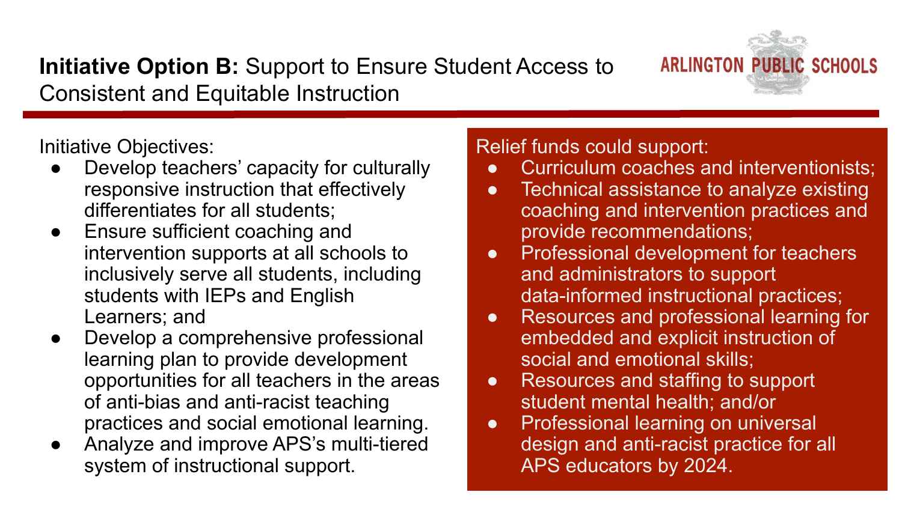## **Initiative Option B:** Support to Ensure Student Access to Consistent and Equitable Instruction

ARLINGTON PUBLIC SCHOOLS

Initiative Objectives:

- Develop teachers' capacity for culturally responsive instruction that effectively differentiates for all students;
- Ensure sufficient coaching and intervention supports at all schools to inclusively serve all students, including students with IEPs and English Learners; and
- Develop a comprehensive professional learning plan to provide development opportunities for all teachers in the areas of anti-bias and anti-racist teaching practices and social emotional learning.
- Analyze and improve APS's multi-tiered system of instructional support.

Relief funds could support:

- Curriculum coaches and interventionists;
- Technical assistance to analyze existing coaching and intervention practices and provide recommendations;
- Professional development for teachers and administrators to support data-informed instructional practices;
- Resources and professional learning for embedded and explicit instruction of social and emotional skills;
- Resources and staffing to support student mental health; and/or
- Professional learning on universal design and anti-racist practice for all APS educators by 2024.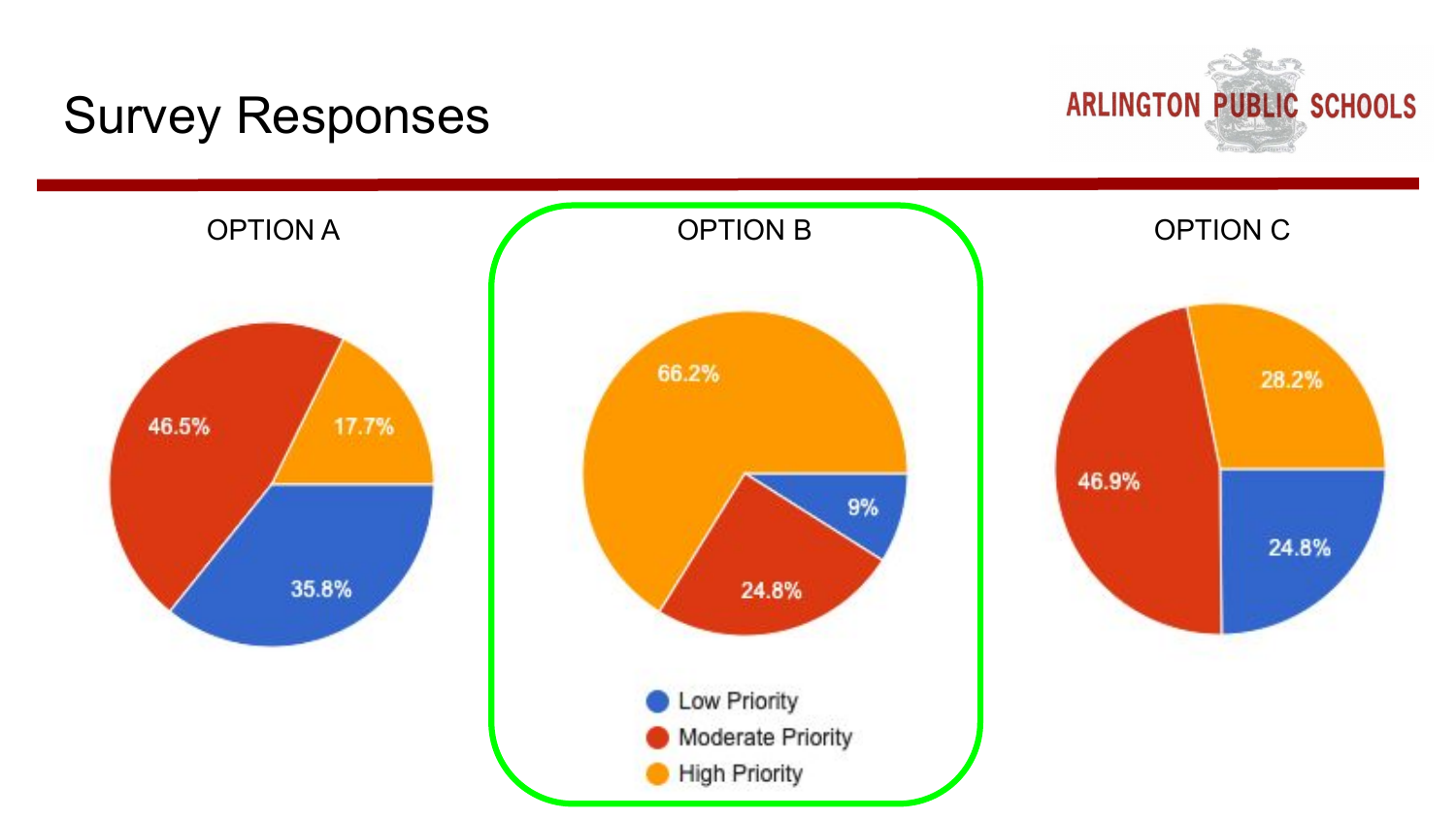# Survey Responses

ARLINGTON PUBLIC SCHOOLS

| Priority | OPTION A | OPTION B | OPTION C |
| --- | --- | --- | --- |
| Low Priority | 35.8% | 9% | 24.8% |
| Moderate Priority | 46.5% | 24.8% | 46.9% |
| High Priority | 17.7% | 66.2% | 28.2% |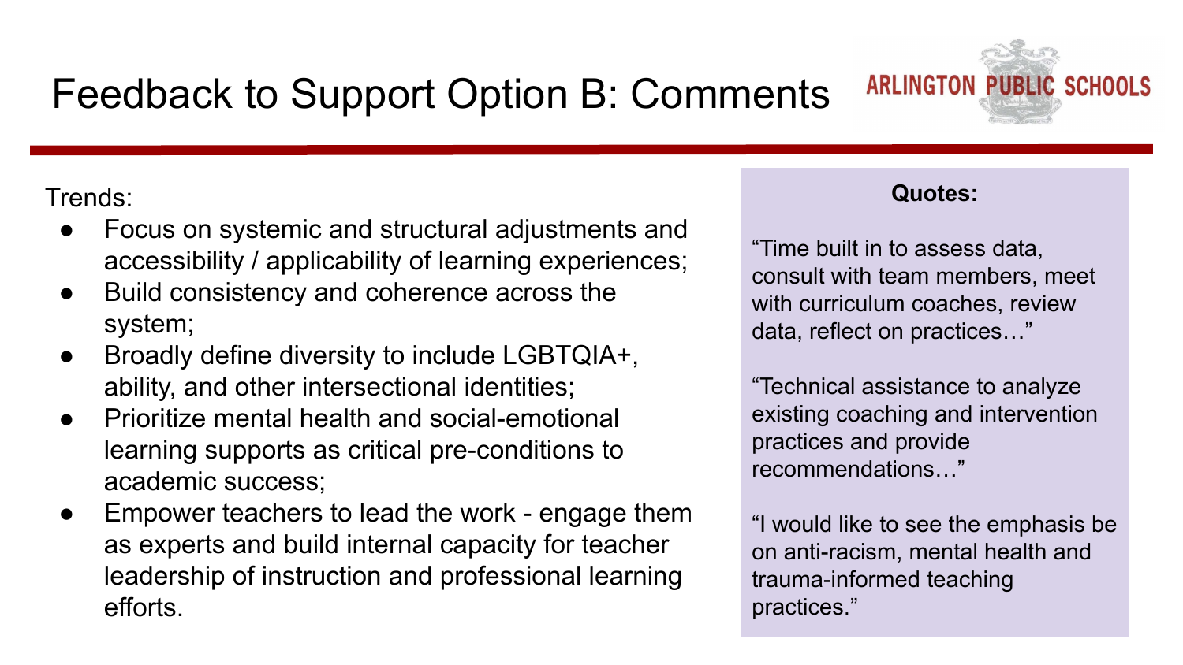# Feedback to Support Option B: Comments

ARLINGTON PUBLIC SCHOOLS

Trends:

- Focus on systemic and structural adjustments and accessibility / applicability of learning experiences;
- Build consistency and coherence across the system;
- Broadly define diversity to include LGBTQIA+, ability, and other intersectional identities;
- Prioritize mental health and social-emotional learning supports as critical pre-conditions to academic success;
- Empower teachers to lead the work - engage them as experts and build internal capacity for teacher leadership of instruction and professional learning efforts.

**Quotes:**

"Time built in to assess data, consult with team members, meet with curriculum coaches, review data, reflect on practices…"

"Technical assistance to analyze existing coaching and intervention practices and provide recommendations…"

"I would like to see the emphasis be on anti-racism, mental health and trauma-informed teaching practices."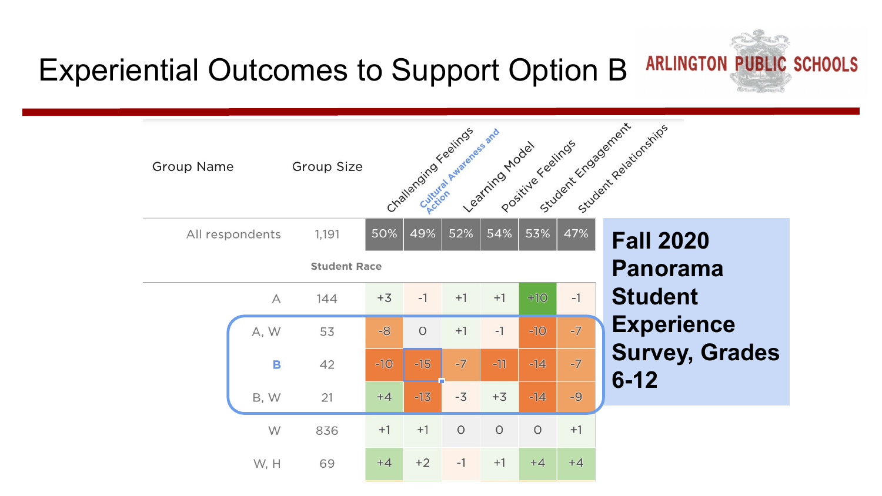# Experiential Outcomes to Support Option B

ARLINGTON PUBLIC SCHOOLS

| Group Name | Group Size | Challenging Feelings | Cultural Awareness and Action | Learning Model | Positive Feelings | Student Engagement | Student Relationships |
|---|---|---|---|---|---|---|---|
| All respondents | 1,191 | 50% | 49% | 52% | 54% | 53% | 47% |
| **Student Race** | | | | | | | |
| A | 144 | +3 | -1 | +1 | +1 | +10 | -1 |
| A, W | 53 | -8 | 0 | +1 | -1 | -10 | -7 |
| B | 42 | -10 | -15 | -7 | -11 | -14 | -7 |
| B, W | 21 | +4 | -13 | -3 | +3 | -14 | -9 |
| W | 836 | +1 | +1 | 0 | 0 | 0 | +1 |
| W, H | 69 | +4 | +2 | -1 | +1 | +4 | +4 |

**Fall 2020 Panorama Student Experience Survey, Grades 6-12**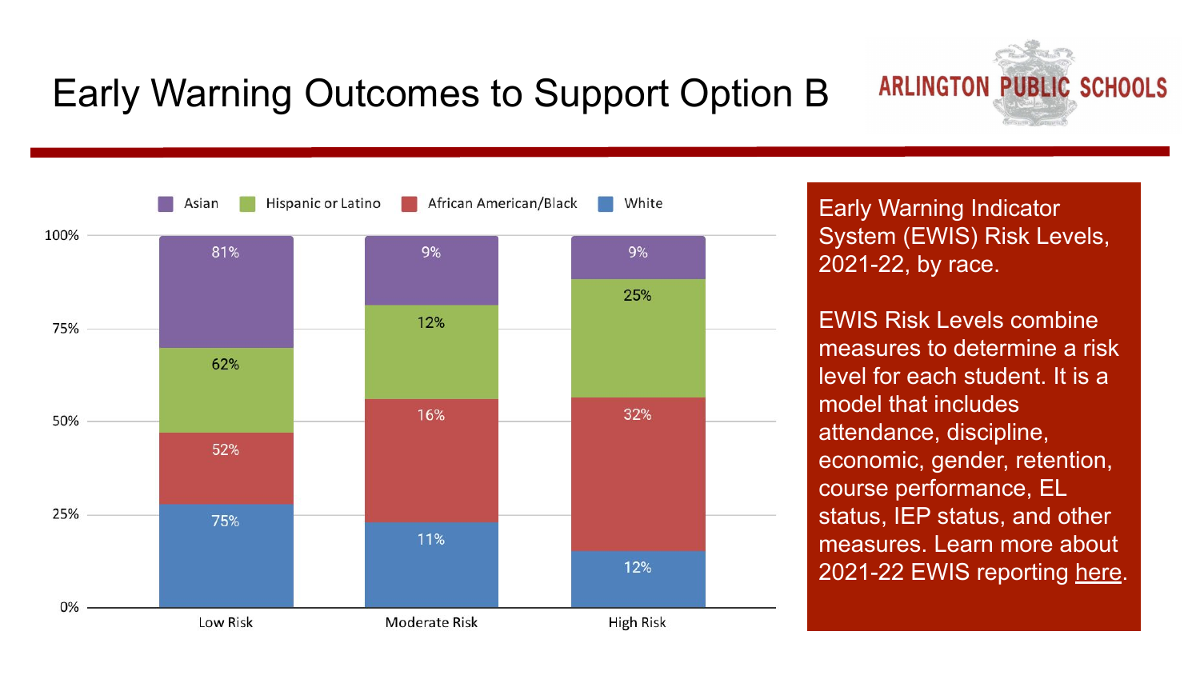# Early Warning Outcomes to Support Option B

ARLINGTON PUBLIC SCHOOLS

| | Low Risk | Moderate Risk | High Risk |
|---|---|---|---|
| Asian | 81% | 9% | 9% |
| Hispanic or Latino | 62% | 12% | 25% |
| African American/Black | 52% | 16% | 32% |
| White | 75% | 11% | 12% |

Early Warning Indicator System (EWIS) Risk Levels, 2021-22, by race.

EWIS Risk Levels combine measures to determine a risk level for each student. It is a model that includes attendance, discipline, economic, gender, retention, course performance, EL status, IEP status, and other measures. Learn more about 2021-22 EWIS reporting here.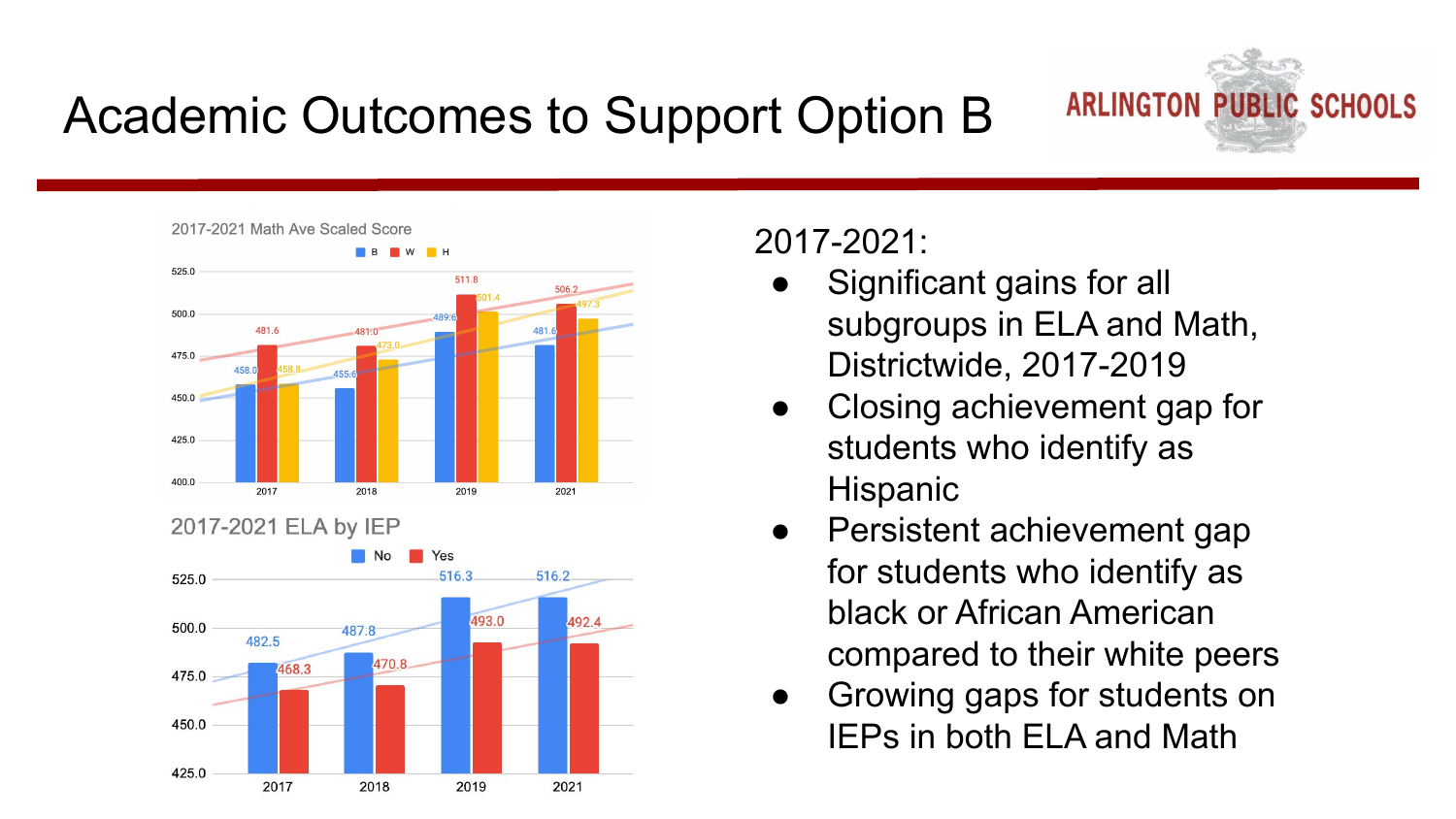# Academic Outcomes to Support Option B

ARLINGTON PUBLIC SCHOOLS

**2017-2021 Math Ave Scaled Score**

| Year | B | W | H |
|---|---|---|---|
| 2017 | 458.0 | 481.6 | 458.8 |
| 2018 | 455.6 | 481.0 | 473.0 |
| 2019 | 489.6 | 511.8 | 501.4 |
| 2021 | 481.6 | 506.2 | 497.3 |

**2017-2021 ELA by IEP**

| Year | No | Yes |
|---|---|---|
| 2017 | 482.5 | 468.3 |
| 2018 | 487.8 | 470.8 |
| 2019 | 516.3 | 493.0 |
| 2021 | 516.2 | 492.4 |

2017-2021:

- Significant gains for all subgroups in ELA and Math, Districtwide, 2017-2019
- Closing achievement gap for students who identify as Hispanic
- Persistent achievement gap for students who identify as black or African American compared to their white peers
- Growing gaps for students on IEPs in both ELA and Math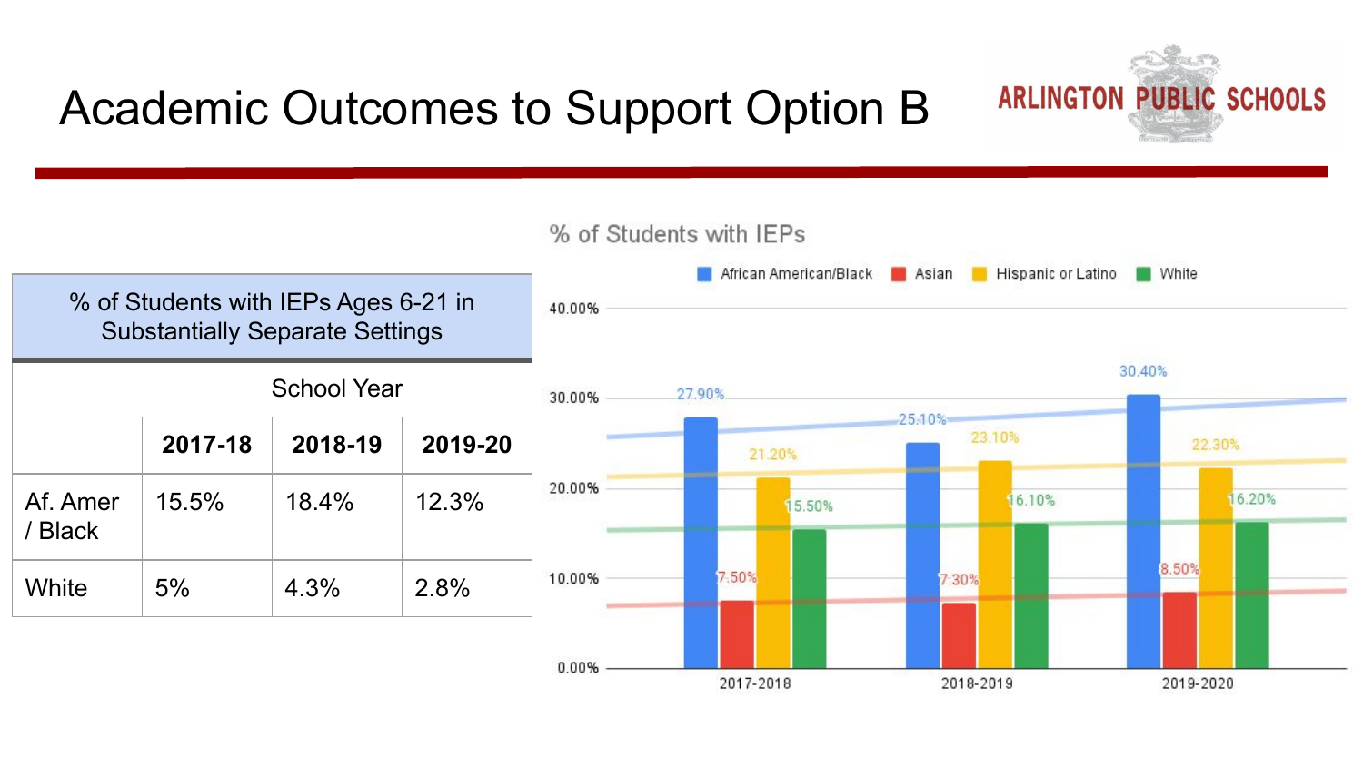# Academic Outcomes to Support Option B

ARLINGTON PUBLIC SCHOOLS

| % of Students with IEPs Ages 6-21 in Substantially Separate Settings | | | |
|---|---|---|---|
| | School Year | | |
| | 2017-18 | 2018-19 | 2019-20 |
| Af. Amer / Black | 15.5% | 18.4% | 12.3% |
| White | 5% | 4.3% | 2.8% |

% of Students with IEPs

| | African American/Black | Asian | Hispanic or Latino | White |
|---|---|---|---|---|
| 2017-2018 | 27.90% | 7.50% | 21.20% | 15.50% |
| 2018-2019 | 25.10% | 7.30% | 23.10% | 16.10% |
| 2019-2020 | 30.40% | 8.50% | 22.30% | 16.20% |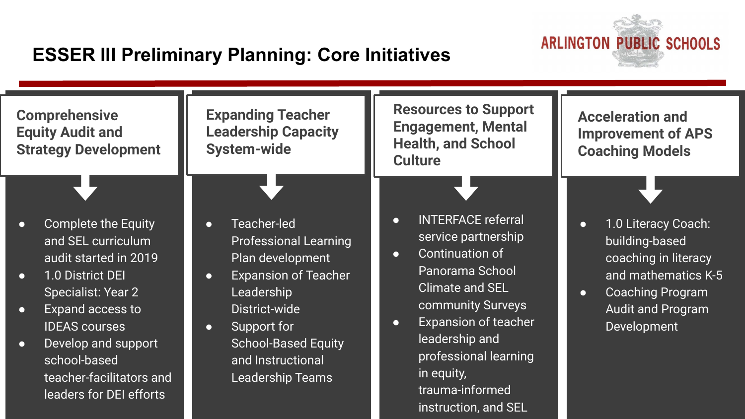# ESSER III Preliminary Planning: Core Initiatives

ARLINGTON PUBLIC SCHOOLS

## Comprehensive Equity Audit and Strategy Development

- Complete the Equity and SEL curriculum audit started in 2019
- 1.0 District DEI Specialist: Year 2
- Expand access to IDEAS courses
- Develop and support school-based teacher-facilitators and leaders for DEI efforts

## Expanding Teacher Leadership Capacity System-wide

- Teacher-led Professional Learning Plan development
- Expansion of Teacher Leadership District-wide
- Support for School-Based Equity and Instructional Leadership Teams

## Resources to Support Engagement, Mental Health, and School Culture

- INTERFACE referral service partnership
- Continuation of Panorama School Climate and SEL community Surveys
- Expansion of teacher leadership and professional learning in equity, trauma-informed instruction, and SEL

## Acceleration and Improvement of APS Coaching Models

- 1.0 Literacy Coach: building-based coaching in literacy and mathematics K-5
- Coaching Program Audit and Program Development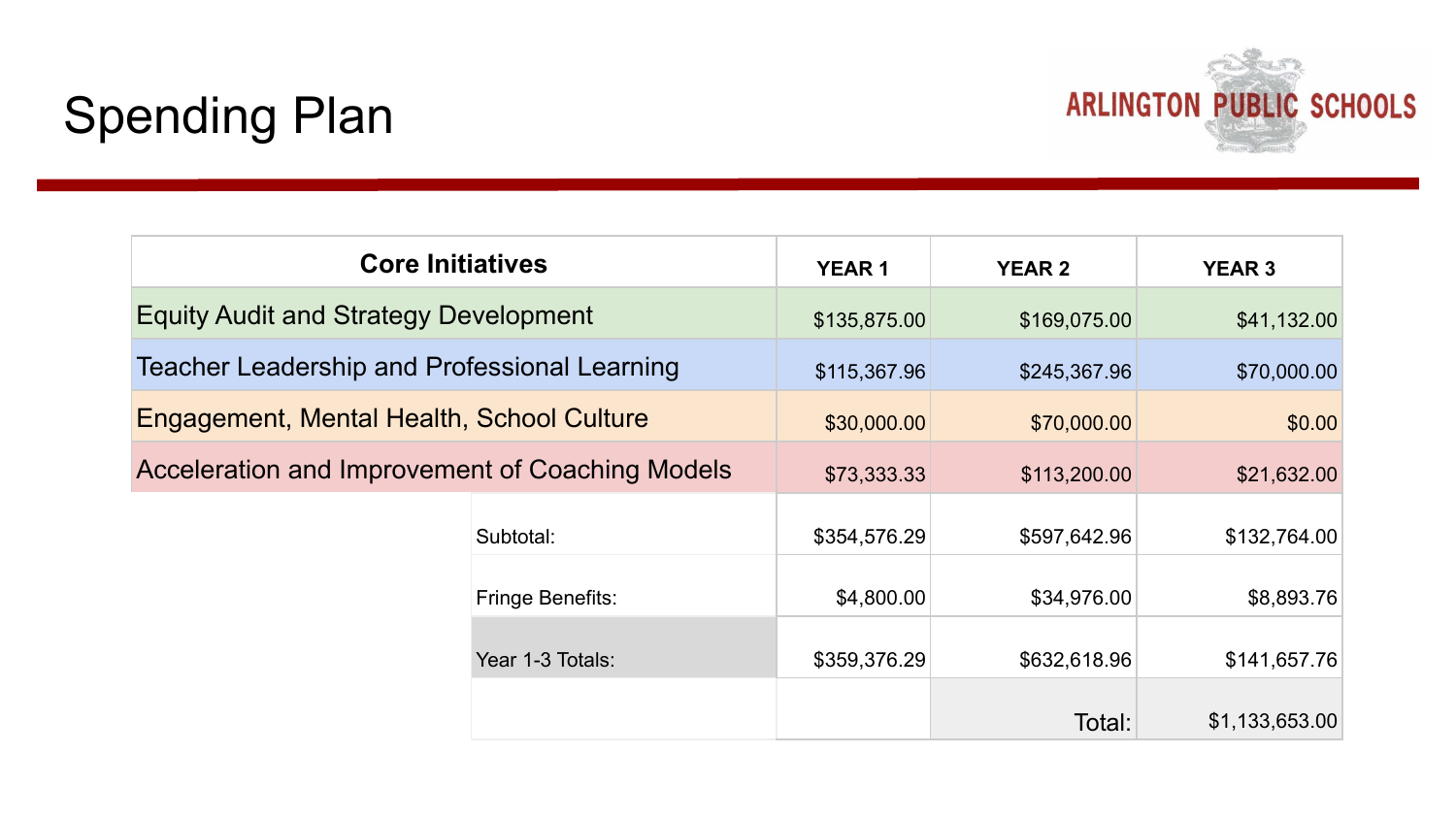# Spending Plan

ARLINGTON PUBLIC SCHOOLS

| Core Initiatives | YEAR 1 | YEAR 2 | YEAR 3 |
|---|---|---|---|
| Equity Audit and Strategy Development | $135,875.00 | $169,075.00 | $41,132.00 |
| Teacher Leadership and Professional Learning | $115,367.96 | $245,367.96 | $70,000.00 |
| Engagement, Mental Health, School Culture | $30,000.00 | $70,000.00 | $0.00 |
| Acceleration and Improvement of Coaching Models | $73,333.33 | $113,200.00 | $21,632.00 |
| Subtotal: | $354,576.29 | $597,642.96 | $132,764.00 |
| Fringe Benefits: | $4,800.00 | $34,976.00 | $8,893.76 |
| Year 1-3 Totals: | $359,376.29 | $632,618.96 | $141,657.76 |
| | | Total: | $1,133,653.00 |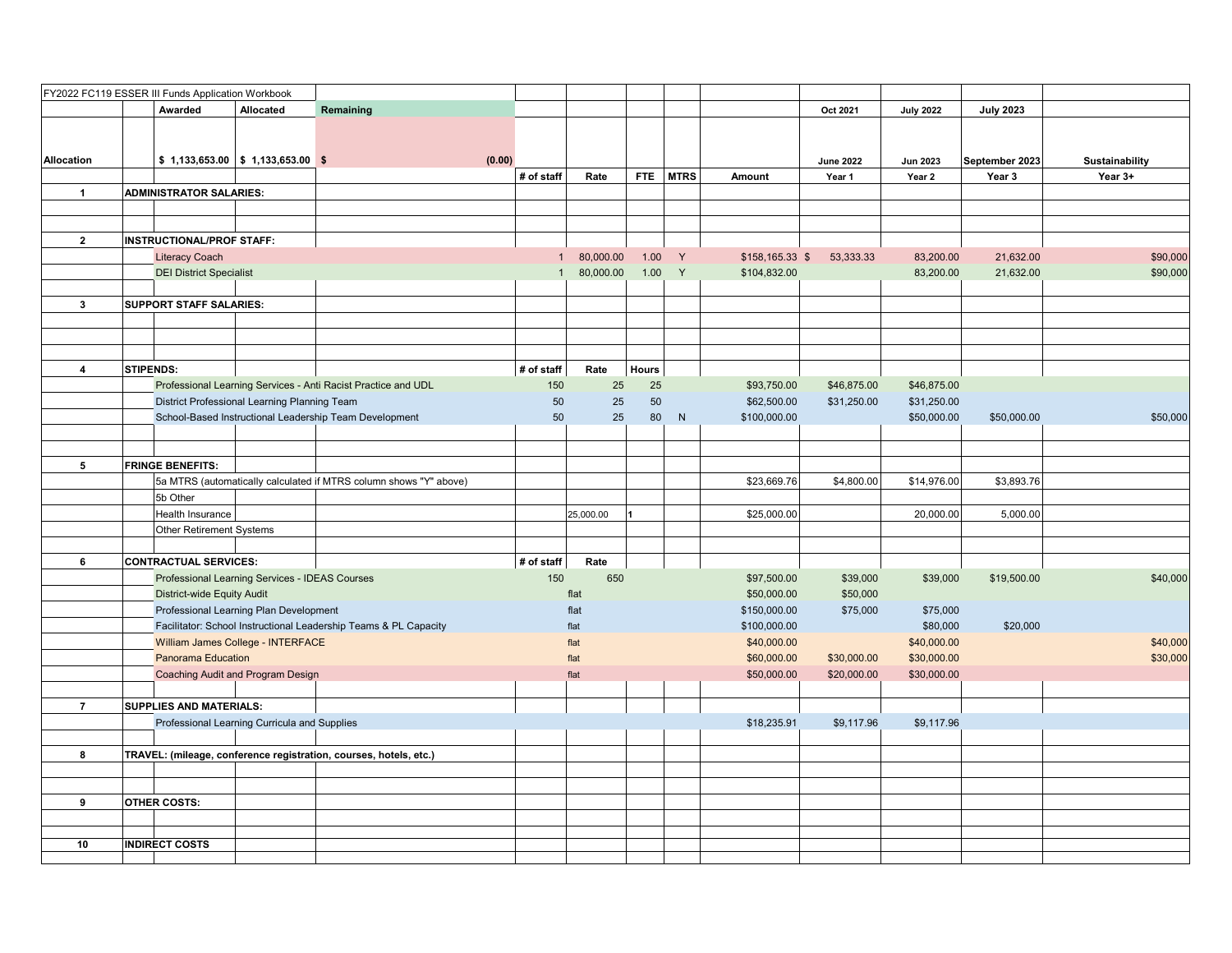| FY2022 FC119 ESSER III Funds Application Workbook | | | | | | | | | | | | | |
|---|---|---|---|---|---|---|---|---|---|---|---|---|---|
| | Awarded | Allocated | Remaining | | | | | | | Oct 2021 | July 2022 | July 2023 | |
| Allocation | $ 1,133,653.00 | $ 1,133,653.00 | $ (0.00) | | | | | | | June 2022 | Jun 2023 | September 2023 | Sustainability |
| | | | | | # of staff | Rate | FTE | MTRS | Amount | Year 1 | Year 2 | Year 3 | Year 3+ |
| 1 | ADMINISTRATOR SALARIES: | | | | | | | | | | | | |
| | | | | | | | | | | | | | |
| | | | | | | | | | | | | | |
| 2 | INSTRUCTIONAL/PROF STAFF: | | | | | | | | | | | | |
| | Literacy Coach | | | | 1 | 80,000.00 | 1.00 | Y | $158,165.33 | $ 53,333.33 | 83,200.00 | 21,632.00 | $90,000 |
| | DEI District Specialist | | | | 1 | 80,000.00 | 1.00 | Y | $104,832.00 | | 83,200.00 | 21,632.00 | $90,000 |
| | | | | | | | | | | | | | |
| 3 | SUPPORT STAFF SALARIES: | | | | | | | | | | | | |
| | | | | | | | | | | | | | |
| | | | | | | | | | | | | | |
| | | | | | | | | | | | | | |
| 4 | STIPENDS: | | | | # of staff | Rate | Hours | | | | | | |
| | Professional Learning Services - Anti Racist Practice and UDL | | | | 150 | 25 | 25 | | $93,750.00 | $46,875.00 | $46,875.00 | | |
| | District Professional Learning Planning Team | | | | 50 | 25 | 50 | | $62,500.00 | $31,250.00 | $31,250.00 | | |
| | School-Based Instructional Leadership Team Development | | | | 50 | 25 | 80 | N | $100,000.00 | | $50,000.00 | $50,000.00 | $50,000 |
| | | | | | | | | | | | | | |
| | | | | | | | | | | | | | |
| 5 | FRINGE BENEFITS: | | | | | | | | | | | | |
| | 5a MTRS (automatically calculated if MTRS column shows "Y" above) | | | | | | | | $23,669.76 | $4,800.00 | $14,976.00 | $3,893.76 | |
| | 5b Other | | | | | | | | | | | | |
| | Health Insurance | | | | | 25,000.00 | 1 | | $25,000.00 | | 20,000.00 | 5,000.00 | |
| | Other Retirement Systems | | | | | | | | | | | | |
| | | | | | | | | | | | | | |
| 6 | CONTRACTUAL SERVICES: | | | | # of staff | Rate | | | | | | | |
| | Professional Learning Services - IDEAS Courses | | | | 150 | 650 | | | $97,500.00 | $39,000 | $39,000 | $19,500.00 | $40,000 |
| | District-wide Equity Audit | | | | | flat | | | $50,000.00 | $50,000 | | | |
| | Professional Learning Plan Development | | | | | flat | | | $150,000.00 | $75,000 | $75,000 | | |
| | Facilitator: School Instructional Leadership Teams & PL Capacity | | | | | flat | | | $100,000.00 | | $80,000 | $20,000 | |
| | William James College - INTERFACE | | | | | flat | | | $40,000.00 | | $40,000.00 | | $40,000 |
| | Panorama Education | | | | | flat | | | $60,000.00 | $30,000.00 | $30,000.00 | | $30,000 |
| | Coaching Audit and Program Design | | | | | flat | | | $50,000.00 | $20,000.00 | $30,000.00 | | |
| | | | | | | | | | | | | | |
| 7 | SUPPLIES AND MATERIALS: | | | | | | | | | | | | |
| | Professional Learning Curricula and Supplies | | | | | | | | $18,235.91 | $9,117.96 | $9,117.96 | | |
| | | | | | | | | | | | | | |
| 8 | TRAVEL: (mileage, conference registration, courses, hotels, etc.) | | | | | | | | | | | | |
| | | | | | | | | | | | | | |
| | | | | | | | | | | | | | |
| 9 | OTHER COSTS: | | | | | | | | | | | | |
| | | | | | | | | | | | | | |
| | | | | | | | | | | | | | |
| 10 | INDIRECT COSTS | | | | | | | | | | | | |
| | | | | | | | | | | | | | |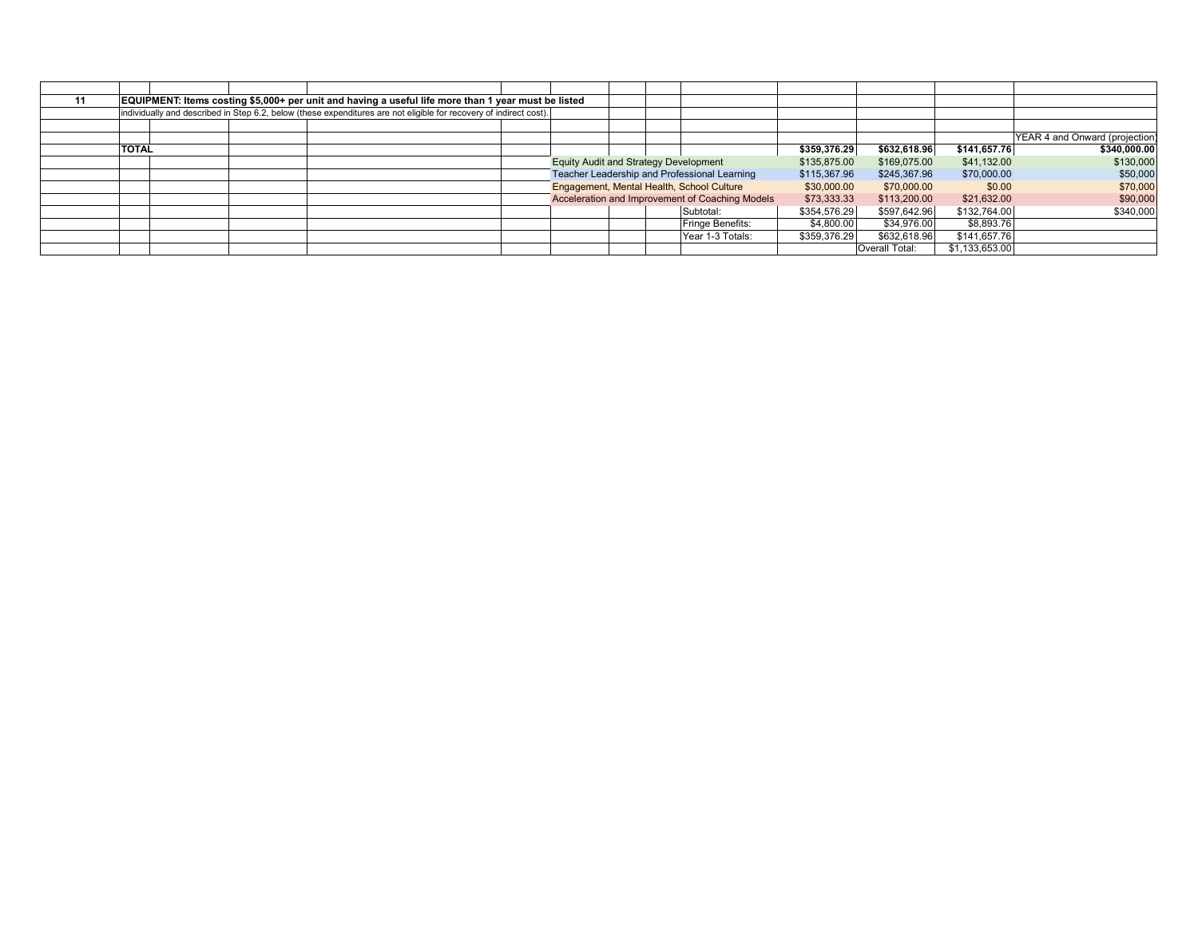| | | | | | | | | | | | | | |
|---|---|---|---|---|---|---|---|---|---|---|---|---|---|
| | | | | | | | | | | | | | |
| 11 | **EQUIPMENT: Items costing $5,000+ per unit and having a useful life more than 1 year must be listed** | | | | | | | | | | | | |
| | individually and described in Step 6.2, below (these expenditures are not eligible for recovery of indirect cost). | | | | | | | | | | | | |
| | | | | | | | | | | | | | |
| | | | | | | | | | | | | | YEAR 4 and Onward (projection) |
| | **TOTAL** | | | | | | | | | **$359,376.29** | **$632,618.96** | **$141,657.76** | **$340,000.00** |
| | | | | | | Equity Audit and Strategy Development | | | | $135,875.00 | $169,075.00 | $41,132.00 | $130,000 |
| | | | | | | Teacher Leadership and Professional Learning | | | | $115,367.96 | $245,367.96 | $70,000.00 | $50,000 |
| | | | | | | Engagement, Mental Health, School Culture | | | | $30,000.00 | $70,000.00 | $0.00 | $70,000 |
| | | | | | | Acceleration and Improvement of Coaching Models | | | | $73,333.33 | $113,200.00 | $21,632.00 | $90,000 |
| | | | | | | | | | Subtotal: | $354,576.29 | $597,642.96 | $132,764.00 | $340,000 |
| | | | | | | | | | Fringe Benefits: | $4,800.00 | $34,976.00 | $8,893.76 | |
| | | | | | | | | | Year 1-3 Totals: | $359,376.29 | $632,618.96 | $141,657.76 | |
| | | | | | | | | | | | Overall Total: | $1,133,653.00 | |